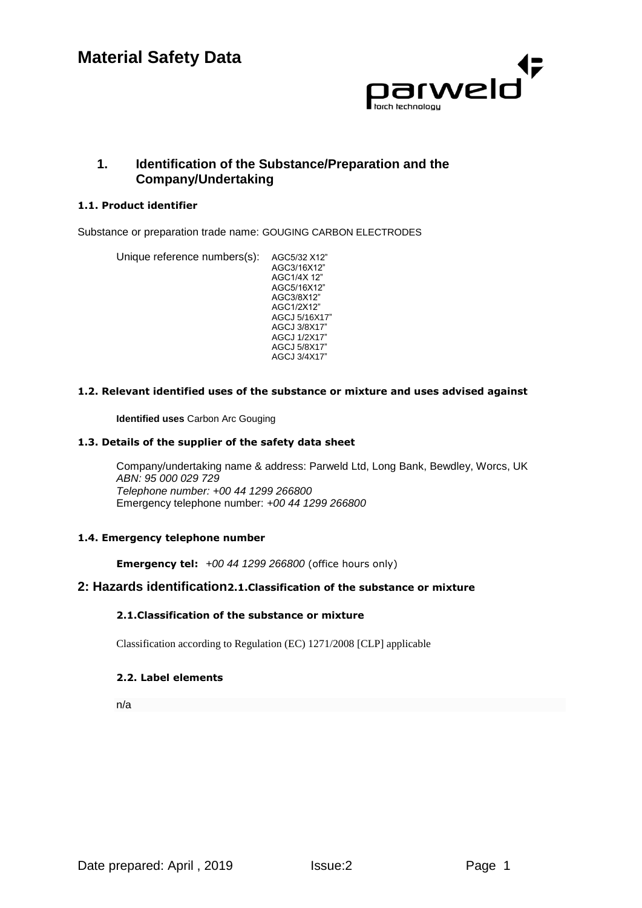# Material Safety Data

## 1. Identification of the Substance/Preparation and the Company/Undertaking

### 1.1. Product identifier

Substance or preparation trade name: GOUGING CARBON ELECTRODES

Unique reference numbers(s):
- AGC5/32 X12"
- AGC3/16X12"
- AGC1/4X 12"
- AGC5/16X12"
- AGC3/8X12"
- AGC1/2X12"
- AGCJ 5/16X17"
- AGCJ 3/8X17"
- AGCJ 1/2X17"
- AGCJ 5/8X17"
- AGCJ 3/4X17"

### 1.2. Relevant identified uses of the substance or mixture and uses advised against

**Identified uses** Carbon Arc Gouging

### 1.3. Details of the supplier of the safety data sheet

Company/undertaking name & address: Parweld Ltd, Long Bank, Bewdley, Worcs, UK
*ABN: 95 000 029 729*
*Telephone number: +00 44 1299 266800*
Emergency telephone number: *+00 44 1299 266800*

### 1.4. Emergency telephone number

**Emergency tel:** *+00 44 1299 266800* (office hours only)

## 2: Hazards identification2.1.Classification of the substance or mixture

### 2.1.Classification of the substance or mixture

Classification according to Regulation (EC) 1271/2008 [CLP] applicable

### 2.2. Label elements

n/a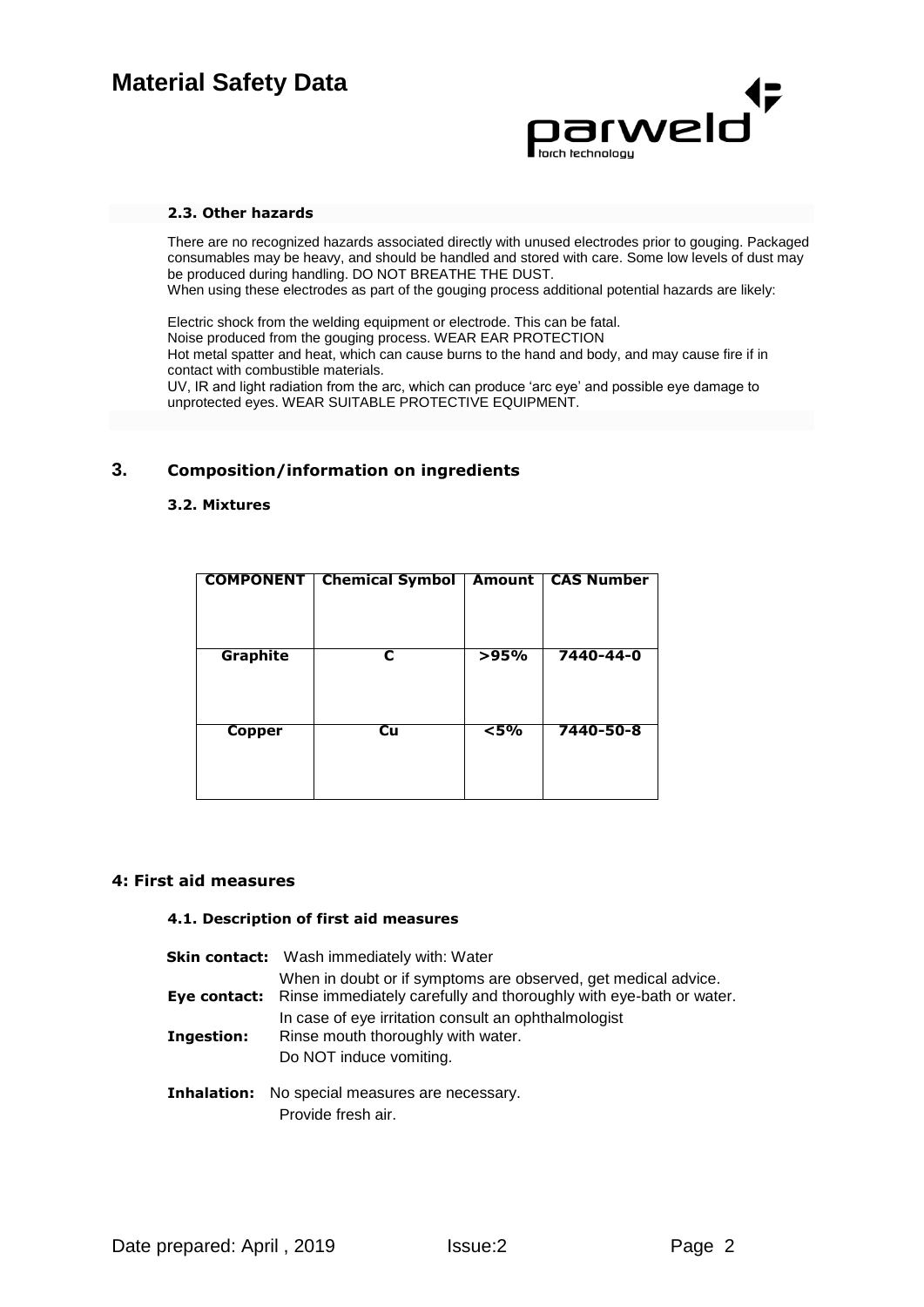### 2.3. Other hazards

There are no recognized hazards associated directly with unused electrodes prior to gouging. Packaged consumables may be heavy, and should be handled and stored with care. Some low levels of dust may be produced during handling. DO NOT BREATHE THE DUST.
When using these electrodes as part of the gouging process additional potential hazards are likely:

Electric shock from the welding equipment or electrode. This can be fatal.
Noise produced from the gouging process. WEAR EAR PROTECTION
Hot metal spatter and heat, which can cause burns to the hand and body, and may cause fire if in contact with combustible materials.
UV, IR and light radiation from the arc, which can produce 'arc eye' and possible eye damage to unprotected eyes. WEAR SUITABLE PROTECTIVE EQUIPMENT.

## 3. Composition/information on ingredients

### 3.2. Mixtures

| COMPONENT | Chemical Symbol | Amount | CAS Number |
|---|---|---|---|
| Graphite | C | >95% | 7440-44-0 |
| Copper | Cu | <5% | 7440-50-8 |

## 4: First aid measures

### 4.1. Description of first aid measures

**Skin contact:** Wash immediately with: Water
When in doubt or if symptoms are observed, get medical advice.

**Eye contact:** Rinse immediately carefully and thoroughly with eye-bath or water.
In case of eye irritation consult an ophthalmologist

**Ingestion:** Rinse mouth thoroughly with water.
Do NOT induce vomiting.

**Inhalation:** No special measures are necessary.
Provide fresh air.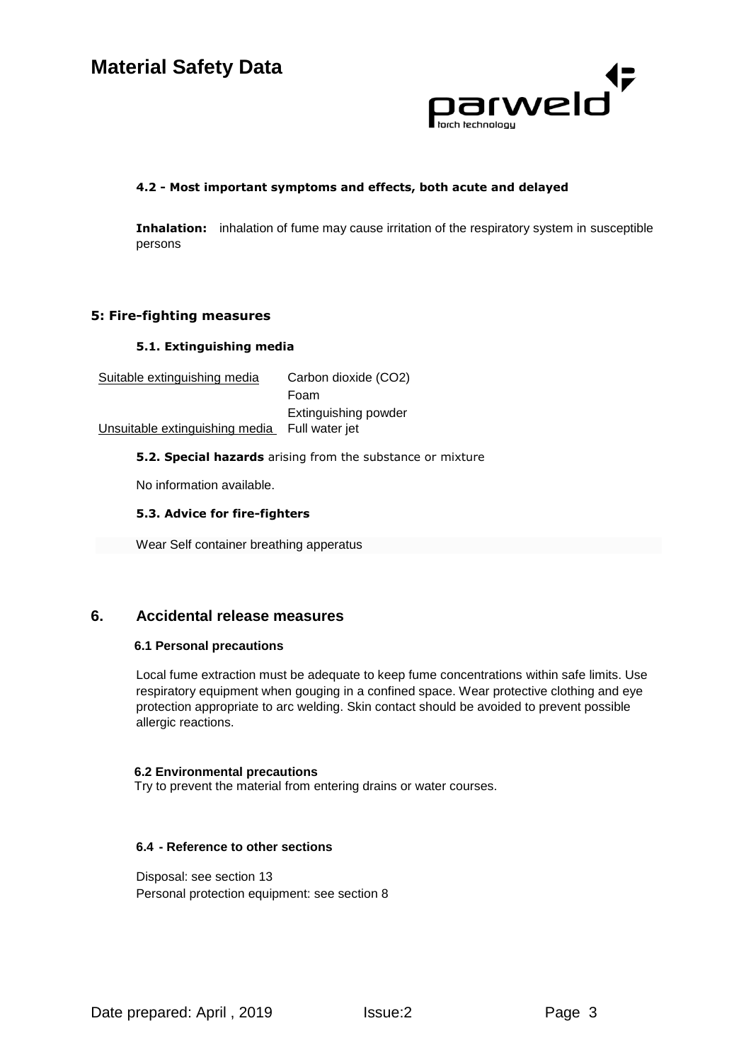#### 4.2 - Most important symptoms and effects, both acute and delayed

**Inhalation:** inhalation of fume may cause irritation of the respiratory system in susceptible persons

## 5: Fire-fighting measures

### 5.1. Extinguishing media

| Suitable extinguishing media | Carbon dioxide ($CO_2$) |
| --- | --- |
| | Foam |
| | Extinguishing powder |
| Unsuitable extinguishing media | Full water jet |

**5.2. Special hazards** arising from the substance or mixture

No information available.

### 5.3. Advice for fire-fighters

Wear Self container breathing apperatus

## 6. Accidental release measures

### 6.1 Personal precautions

Local fume extraction must be adequate to keep fume concentrations within safe limits. Use respiratory equipment when gouging in a confined space. Wear protective clothing and eye protection appropriate to arc welding. Skin contact should be avoided to prevent possible allergic reactions.

### 6.2 Environmental precautions

Try to prevent the material from entering drains or water courses.

### 6.4 - Reference to other sections

Disposal: see section 13
Personal protection equipment: see section 8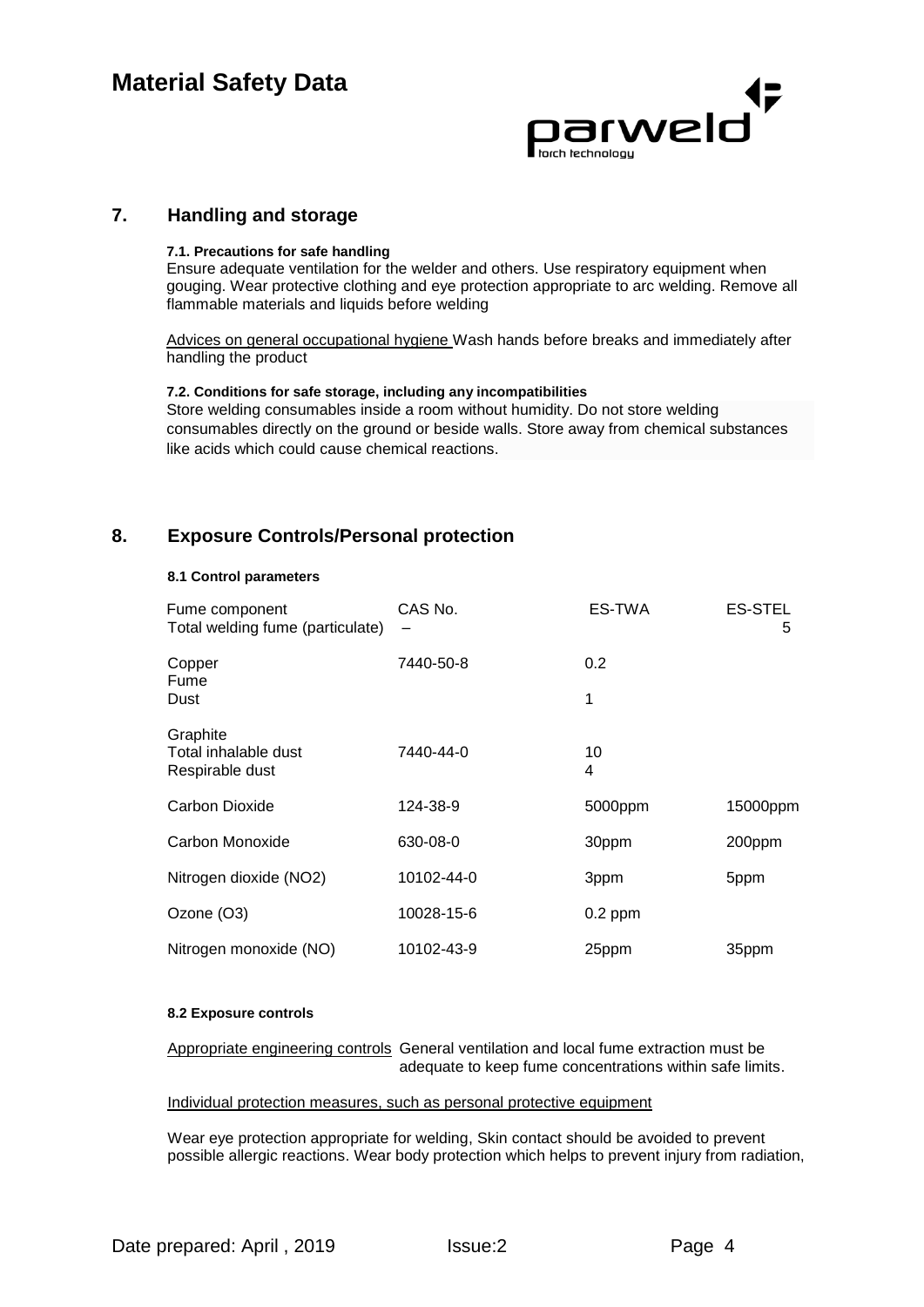## 7. Handling and storage

**7.1. Precautions for safe handling**

Ensure adequate ventilation for the welder and others. Use respiratory equipment when gouging. Wear protective clothing and eye protection appropriate to arc welding. Remove all flammable materials and liquids before welding

Advices on general occupational hygiene Wash hands before breaks and immediately after handling the product

**7.2. Conditions for safe storage, including any incompatibilities**

Store welding consumables inside a room without humidity. Do not store welding consumables directly on the ground or beside walls. Store away from chemical substances like acids which could cause chemical reactions.

## 8. Exposure Controls/Personal protection

**8.1 Control parameters**

| Fume component | CAS No. | ES-TWA | ES-STEL |
|---|---|---|---|
| Total welding fume (particulate) | – | | 5 |
| Copper | 7440-50-8 | | |
| Fume | | 0.2 | |
| Dust | | 1 | |
| Graphite | | | |
| Total inhalable dust | 7440-44-0 | 10 | |
| Respirable dust | | 4 | |
| Carbon Dioxide | 124-38-9 | 5000ppm | 15000ppm |
| Carbon Monoxide | 630-08-0 | 30ppm | 200ppm |
| Nitrogen dioxide ($NO_2$) | 10102-44-0 | 3ppm | 5ppm |
| Ozone ($O_3$) | 10028-15-6 | 0.2 ppm | |
| Nitrogen monoxide (NO) | 10102-43-9 | 25ppm | 35ppm |

**8.2 Exposure controls**

Appropriate engineering controls General ventilation and local fume extraction must be adequate to keep fume concentrations within safe limits.

Individual protection measures, such as personal protective equipment

Wear eye protection appropriate for welding, Skin contact should be avoided to prevent possible allergic reactions. Wear body protection which helps to prevent injury from radiation,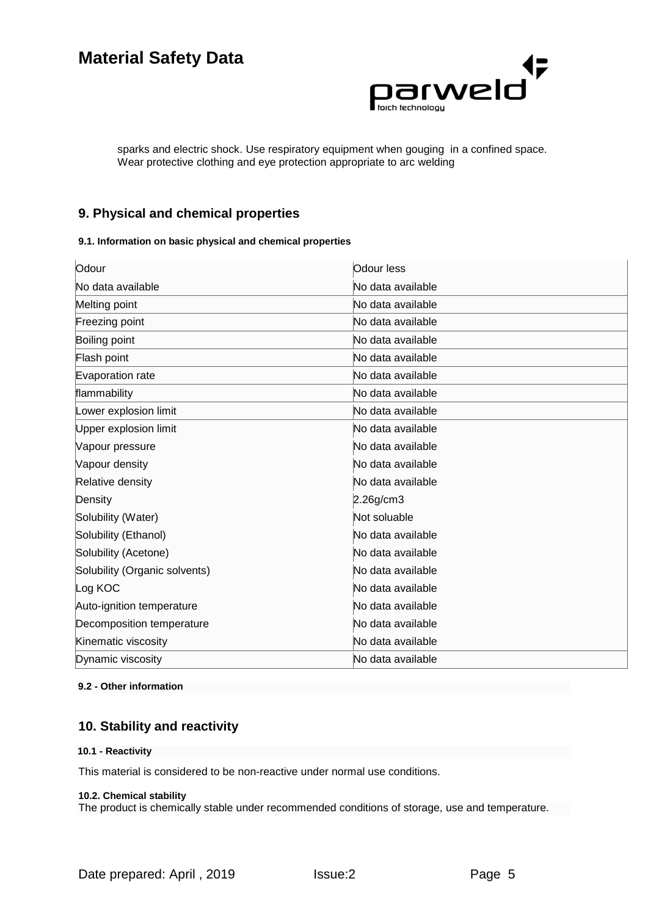sparks and electric shock. Use respiratory equipment when gouging in a confined space. Wear protective clothing and eye protection appropriate to arc welding

## 9. Physical and chemical properties

#### 9.1. Information on basic physical and chemical properties

| Odour | Odour less |
|---|---|
| No data available | No data available |
| Melting point | No data available |
| Freezing point | No data available |
| Boiling point | No data available |
| Flash point | No data available |
| Evaporation rate | No data available |
| flammability | No data available |
| Lower explosion limit | No data available |
| Upper explosion limit | No data available |
| Vapour pressure | No data available |
| Vapour density | No data available |
| Relative density | No data available |
| Density | 2.26g/cm3 |
| Solubility (Water) | Not soluable |
| Solubility (Ethanol) | No data available |
| Solubility (Acetone) | No data available |
| Solubility (Organic solvents) | No data available |
| Log KOC | No data available |
| Auto-ignition temperature | No data available |
| Decomposition temperature | No data available |
| Kinematic viscosity | No data available |
| Dynamic viscosity | No data available |

#### 9.2 - Other information

## 10. Stability and reactivity

#### 10.1 - Reactivity

This material is considered to be non-reactive under normal use conditions.

#### 10.2. Chemical stability

The product is chemically stable under recommended conditions of storage, use and temperature.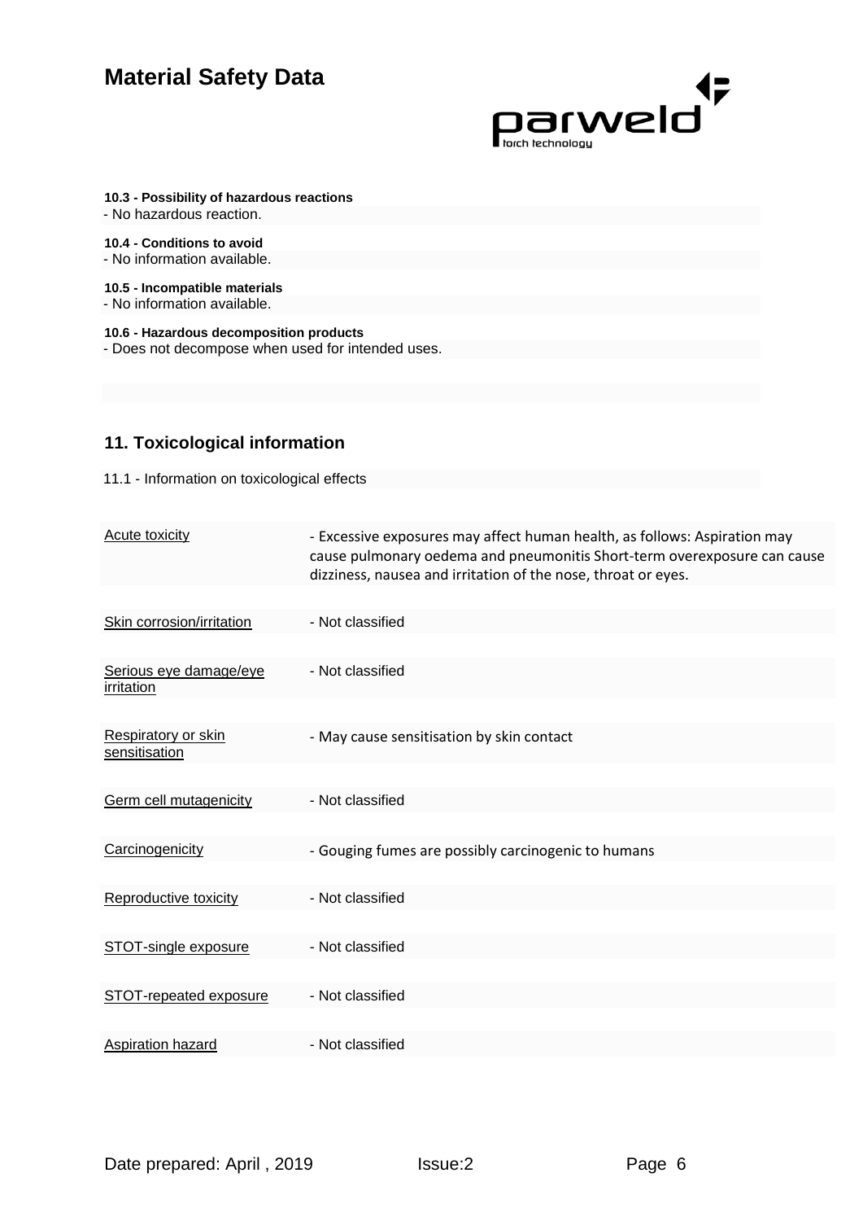**10.3 - Possibility of hazardous reactions**

- No hazardous reaction.

**10.4 - Conditions to avoid**

- No information available.

**10.5 - Incompatible materials**

- No information available.

**10.6 - Hazardous decomposition products**

- Does not decompose when used for intended uses.

## 11. Toxicological information

11.1 - Information on toxicological effects

| | |
|---|---|
| Acute toxicity | - Excessive exposures may affect human health, as follows: Aspiration may cause pulmonary oedema and pneumonitis Short-term overexposure can cause dizziness, nausea and irritation of the nose, throat or eyes. |
| Skin corrosion/irritation | - Not classified |
| Serious eye damage/eye irritation | - Not classified |
| Respiratory or skin sensitisation | - May cause sensitisation by skin contact |
| Germ cell mutagenicity | - Not classified |
| Carcinogenicity | - Gouging fumes are possibly carcinogenic to humans |
| Reproductive toxicity | - Not classified |
| STOT-single exposure | - Not classified |
| STOT-repeated exposure | - Not classified |
| Aspiration hazard | - Not classified |

Date prepared: April , 2019 Issue:2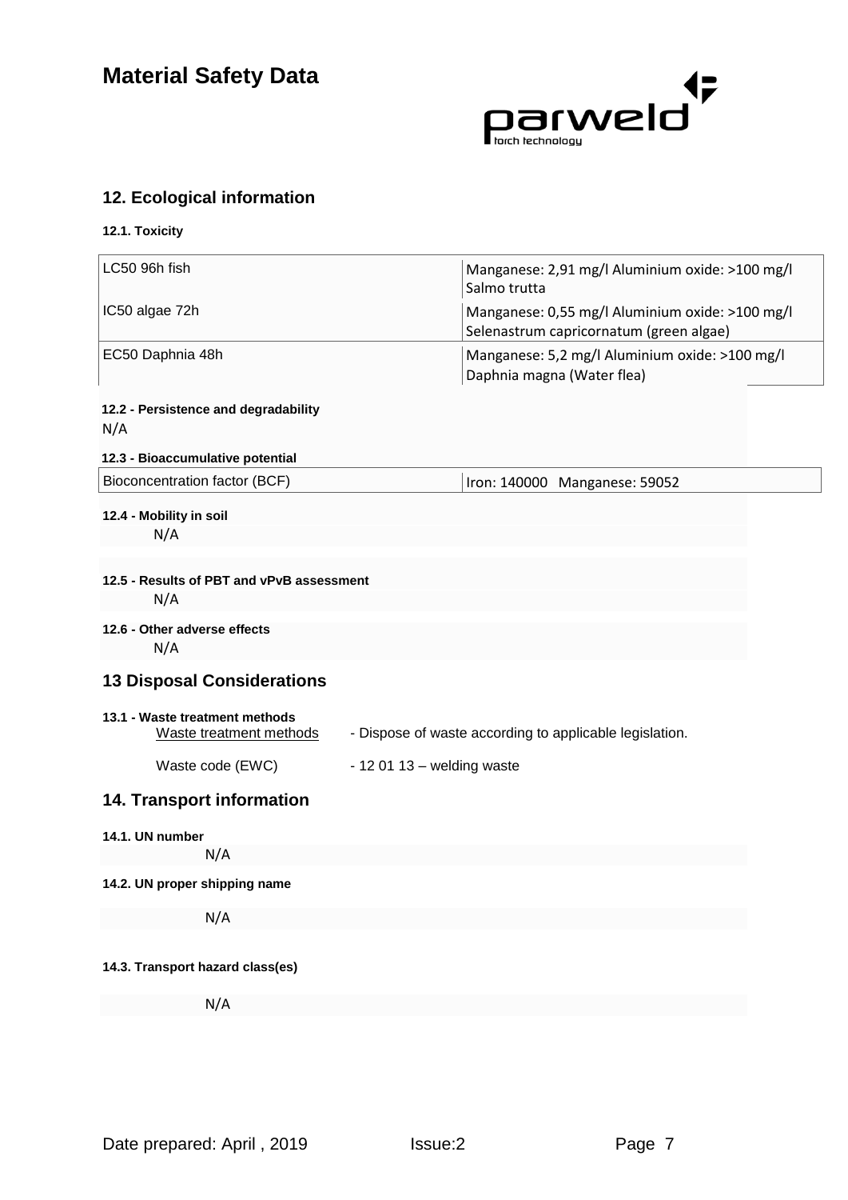## 12. Ecological information

### 12.1. Toxicity

| | |
|---|---|
| LC50 96h fish | Manganese: 2,91 mg/l Aluminium oxide: >100 mg/l Salmo trutta |
| IC50 algae 72h | Manganese: 0,55 mg/l Aluminium oxide: >100 mg/l Selenastrum capricornatum (green algae) |
| EC50 Daphnia 48h | Manganese: 5,2 mg/l Aluminium oxide: >100 mg/l Daphnia magna (Water flea) |

### 12.2 - Persistence and degradability

N/A

### 12.3 - Bioaccumulative potential

| | |
|---|---|
| Bioconcentration factor (BCF) | Iron: 140000 Manganese: 59052 |

### 12.4 - Mobility in soil

N/A

### 12.5 - Results of PBT and vPvB assessment

N/A

### 12.6 - Other adverse effects

N/A

## 13 Disposal Considerations

### 13.1 - Waste treatment methods

Waste treatment methods - Dispose of waste according to applicable legislation.

Waste code (EWC) - 12 01 13 – welding waste

## 14. Transport information

### 14.1. UN number

N/A

### 14.2. UN proper shipping name

N/A

### 14.3. Transport hazard class(es)

N/A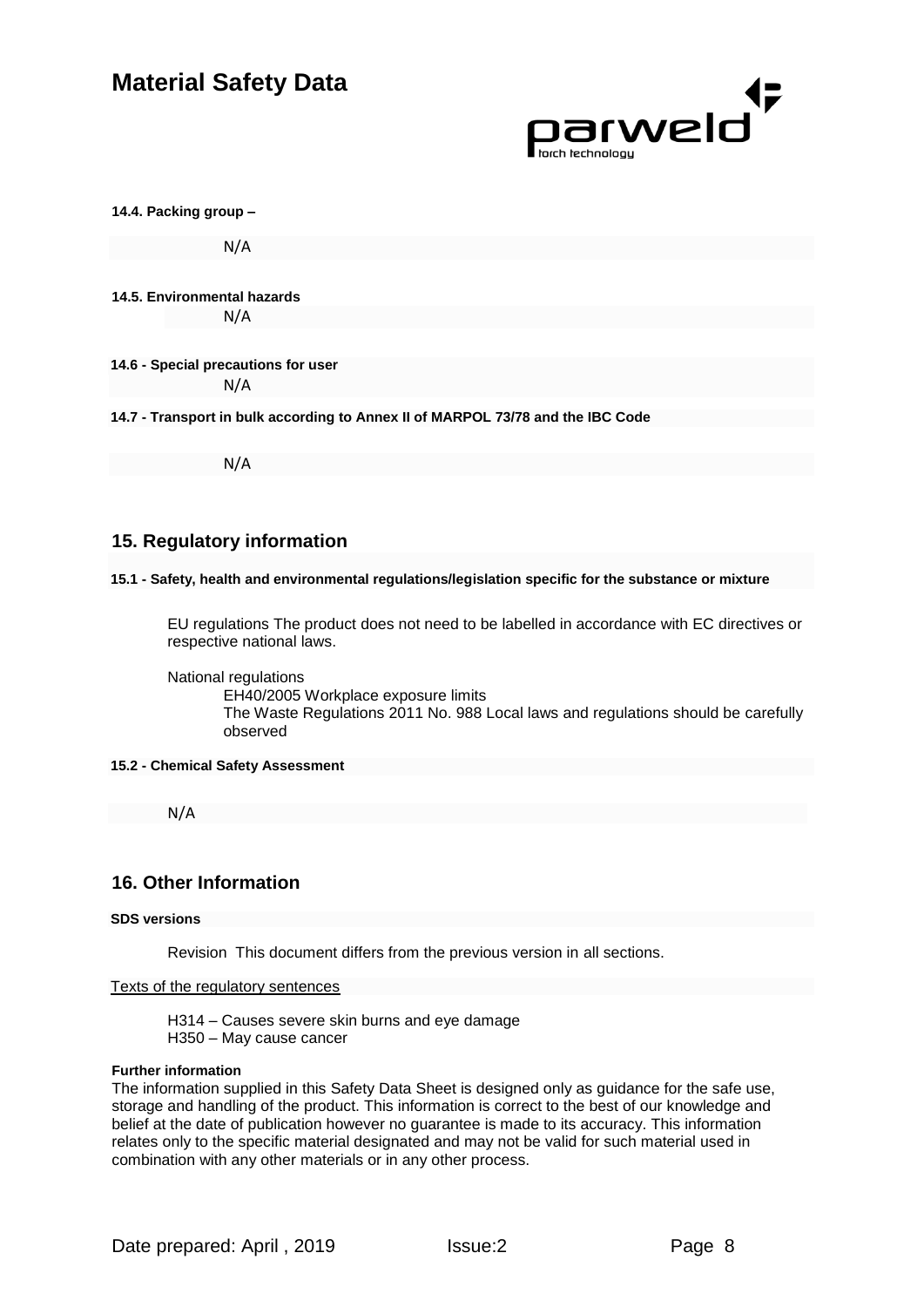**14.4. Packing group –**

N/A

**14.5. Environmental hazards**

N/A

**14.6 - Special precautions for user**

N/A

**14.7 - Transport in bulk according to Annex II of MARPOL 73/78 and the IBC Code**

N/A

## 15. Regulatory information

**15.1 - Safety, health and environmental regulations/legislation specific for the substance or mixture**

EU regulations The product does not need to be labelled in accordance with EC directives or respective national laws.

National regulations

EH40/2005 Workplace exposure limits

The Waste Regulations 2011 No. 988 Local laws and regulations should be carefully observed

**15.2 - Chemical Safety Assessment**

N/A

## 16. Other Information

**SDS versions**

Revision This document differs from the previous version in all sections.

Texts of the regulatory sentences

H314 – Causes severe skin burns and eye damage
H350 – May cause cancer

**Further information**

The information supplied in this Safety Data Sheet is designed only as guidance for the safe use, storage and handling of the product. This information is correct to the best of our knowledge and belief at the date of publication however no guarantee is made to its accuracy. This information relates only to the specific material designated and may not be valid for such material used in combination with any other materials or in any other process.

Date prepared: April , 2019 Issue:2